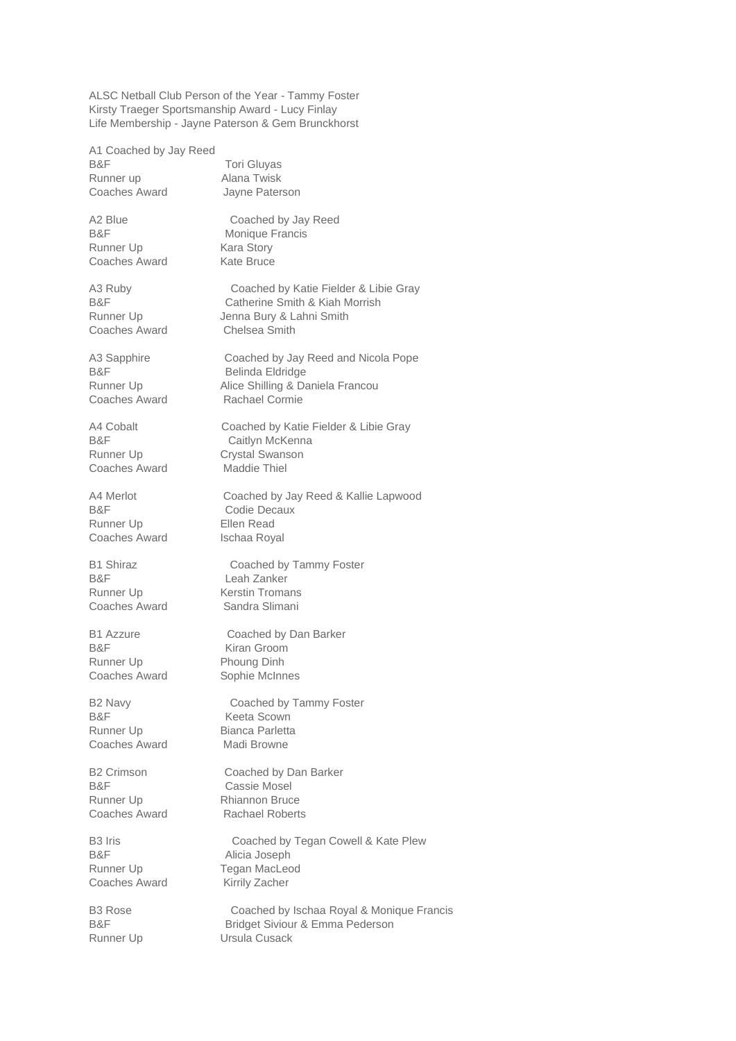ALSC Netball Club Person of the Year - Tammy Foster
Kirsty Traeger Sportsmanship Award - Lucy Finlay
Life Membership - Jayne Paterson & Gem Brunckhorst

A1 Coached by Jay Reed
B&F Tori Gluyas
Runner up Alana Twisk
Coaches Award Jayne Paterson

A2 Blue Coached by Jay Reed
B&F Monique Francis
Runner Up Kara Story
Coaches Award Kate Bruce

A3 Ruby Coached by Katie Fielder & Libie Gray
B&F Catherine Smith & Kiah Morrish
Runner Up Jenna Bury & Lahni Smith
Coaches Award Chelsea Smith

A3 Sapphire Coached by Jay Reed and Nicola Pope
B&F Belinda Eldridge
Runner Up Alice Shilling & Daniela Francou
Coaches Award Rachael Cormie

A4 Cobalt Coached by Katie Fielder & Libie Gray
B&F Caitlyn McKenna
Runner Up Crystal Swanson
Coaches Award Maddie Thiel

A4 Merlot Coached by Jay Reed & Kallie Lapwood
B&F Codie Decaux
Runner Up Ellen Read
Coaches Award Ischaa Royal

B1 Shiraz Coached by Tammy Foster
B&F Leah Zanker
Runner Up Kerstin Tromans
Coaches Award Sandra Slimani

B1 Azzure Coached by Dan Barker
B&F Kiran Groom
Runner Up Phoung Dinh
Coaches Award Sophie McInnes

B2 Navy Coached by Tammy Foster
B&F Keeta Scown
Runner Up Bianca Parletta
Coaches Award Madi Browne

B2 Crimson Coached by Dan Barker
B&F Cassie Mosel
Runner Up Rhiannon Bruce
Coaches Award Rachael Roberts

B3 Iris Coached by Tegan Cowell & Kate Plew
B&F Alicia Joseph
Runner Up Tegan MacLeod
Coaches Award Kirrily Zacher

B3 Rose Coached by Ischaa Royal & Monique Francis
B&F Bridget Siviour & Emma Pederson
Runner Up Ursula Cusack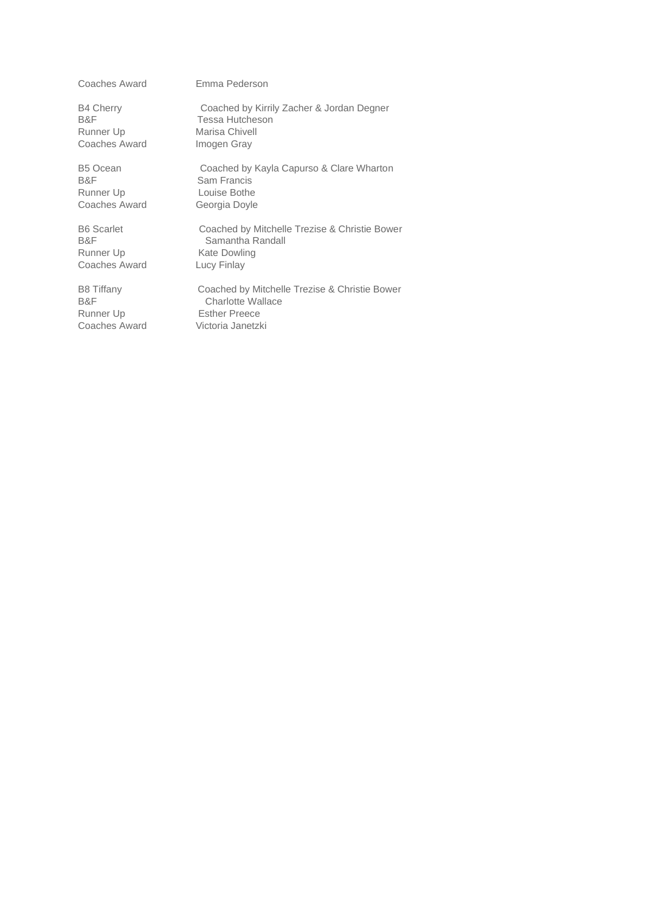Coaches Award Emma Pederson

B4 Cherry Coached by Kirrily Zacher & Jordan Degner
B&F Tessa Hutcheson
Runner Up Marisa Chivell
Coaches Award Imogen Gray

B5 Ocean Coached by Kayla Capurso & Clare Wharton
B&F Sam Francis
Runner Up Louise Bothe
Coaches Award Georgia Doyle

B6 Scarlet Coached by Mitchelle Trezise & Christie Bower
B&F Samantha Randall
Runner Up Kate Dowling
Coaches Award Lucy Finlay

B8 Tiffany Coached by Mitchelle Trezise & Christie Bower
B&F Charlotte Wallace
Runner Up Esther Preece
Coaches Award Victoria Janetzki